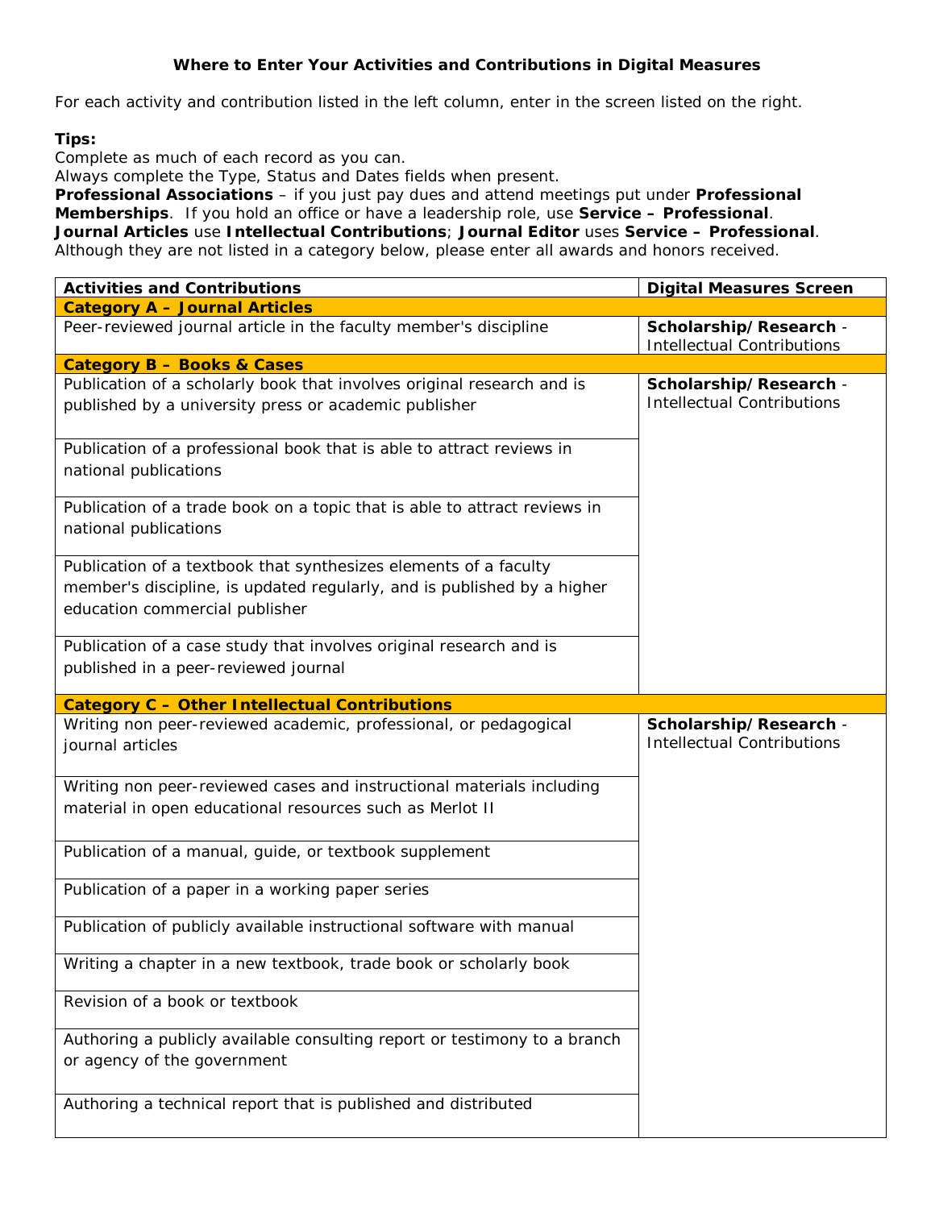**Where to Enter Your Activities and Contributions in Digital Measures**

For each activity and contribution listed in the left column, enter in the screen listed on the right.

**Tips:**
Complete as much of each record as you can.
Always complete the Type, Status and Dates fields when present.
**Professional Associations** – if you just pay dues and attend meetings put under **Professional Memberships**. If you hold an office or have a leadership role, use **Service – Professional**.
**Journal Articles** use **Intellectual Contributions**; **Journal Editor** uses **Service – Professional**.
Although they are not listed in a category below, please enter all awards and honors received.

| Activities and Contributions | Digital Measures Screen |
|---|---|
| **Category A – Journal Articles** | |
| Peer-reviewed journal article in the faculty member's discipline | **Scholarship/Research** - Intellectual Contributions |
| **Category B – Books & Cases** | |
| Publication of a scholarly book that involves original research and is published by a university press or academic publisher | **Scholarship/Research** - Intellectual Contributions |
| Publication of a professional book that is able to attract reviews in national publications | |
| Publication of a trade book on a topic that is able to attract reviews in national publications | |
| Publication of a textbook that synthesizes elements of a faculty member's discipline, is updated regularly, and is published by a higher education commercial publisher | |
| Publication of a case study that involves original research and is published in a peer-reviewed journal | |
| **Category C – Other Intellectual Contributions** | |
| Writing non peer-reviewed academic, professional, or pedagogical journal articles | **Scholarship/Research** - Intellectual Contributions |
| Writing non peer-reviewed cases and instructional materials including material in open educational resources such as Merlot II | |
| Publication of a manual, guide, or textbook supplement | |
| Publication of a paper in a working paper series | |
| Publication of publicly available instructional software with manual | |
| Writing a chapter in a new textbook, trade book or scholarly book | |
| Revision of a book or textbook | |
| Authoring a publicly available consulting report or testimony to a branch or agency of the government | |
| Authoring a technical report that is published and distributed | |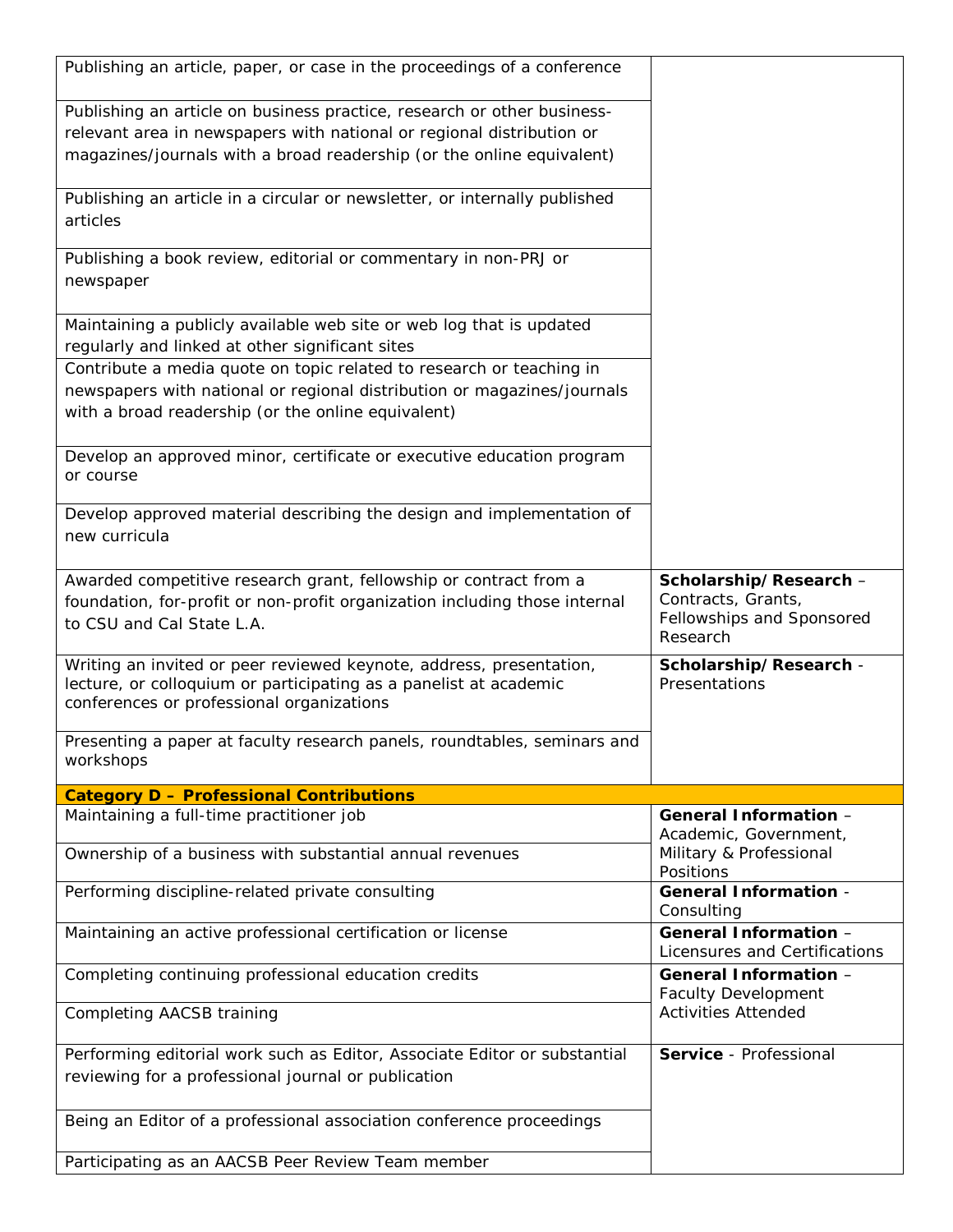| | |
|---|---|
| Publishing an article, paper, or case in the proceedings of a conference | |
| Publishing an article on business practice, research or other business-relevant area in newspapers with national or regional distribution or magazines/journals with a broad readership (or the online equivalent) | |
| Publishing an article in a circular or newsletter, or internally published articles | |
| Publishing a book review, editorial or commentary in non-PRJ or newspaper | |
| Maintaining a publicly available web site or web log that is updated regularly and linked at other significant sites | |
| Contribute a media quote on topic related to research or teaching in newspapers with national or regional distribution or magazines/journals with a broad readership (or the online equivalent) | |
| Develop an approved minor, certificate or executive education program or course | |
| Develop approved material describing the design and implementation of new curricula | |
| Awarded competitive research grant, fellowship or contract from a foundation, for-profit or non-profit organization including those internal to CSU and Cal State L.A. | **Scholarship/Research** – Contracts, Grants, Fellowships and Sponsored Research |
| Writing an invited or peer reviewed keynote, address, presentation, lecture, or colloquium or participating as a panelist at academic conferences or professional organizations | **Scholarship/Research** - Presentations |
| Presenting a paper at faculty research panels, roundtables, seminars and workshops | |
| **Category D – Professional Contributions** | |
| Maintaining a full-time practitioner job | **General Information** – Academic, Government, Military & Professional Positions |
| Ownership of a business with substantial annual revenues | |
| Performing discipline-related private consulting | **General Information** - Consulting |
| Maintaining an active professional certification or license | **General Information** – Licensures and Certifications |
| Completing continuing professional education credits | **General Information** – Faculty Development Activities Attended |
| Completing AACSB training | |
| Performing editorial work such as Editor, Associate Editor or substantial reviewing for a professional journal or publication | **Service** - Professional |
| Being an Editor of a professional association conference proceedings | |
| Participating as an AACSB Peer Review Team member | |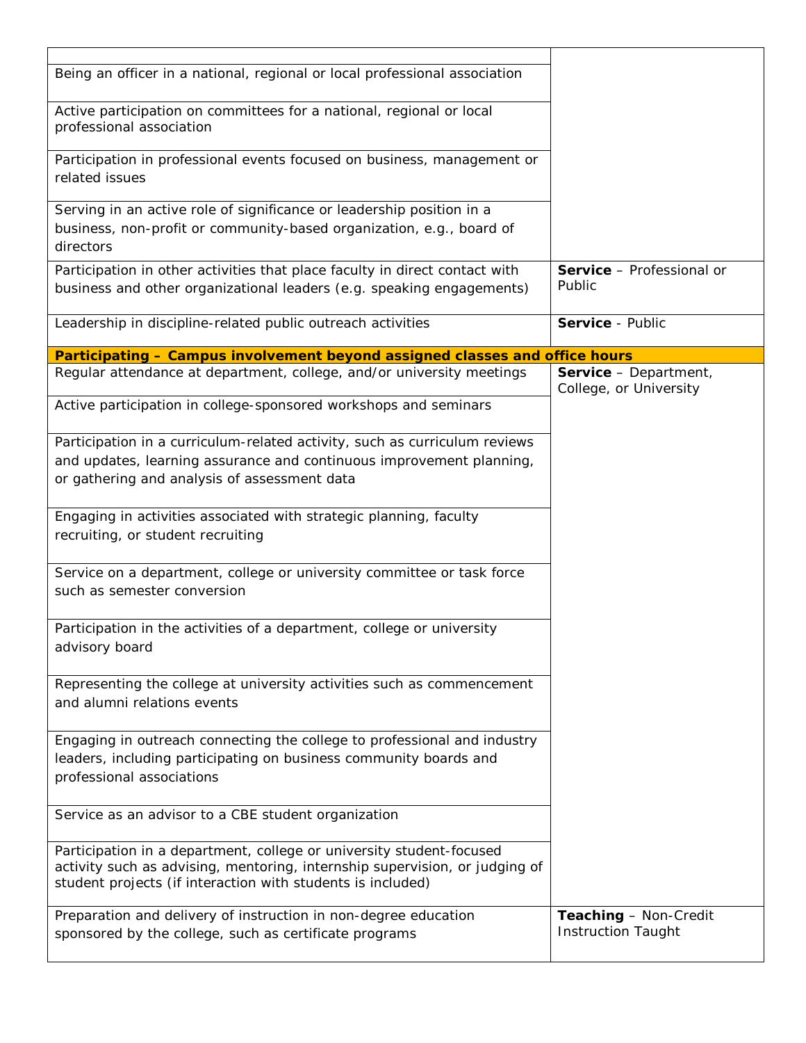| | |
|---|---|
| | |
| Being an officer in a national, regional or local professional association | |
| Active participation on committees for a national, regional or local professional association | |
| Participation in professional events focused on business, management or related issues | |
| Serving in an active role of significance or leadership position in a business, non-profit or community-based organization, e.g., board of directors | |
| Participation in other activities that place faculty in direct contact with business and other organizational leaders (e.g. speaking engagements) | **Service** – Professional or Public |
| Leadership in discipline-related public outreach activities | **Service** - Public |
| **Participating – Campus involvement beyond assigned classes and office hours** | |
| Regular attendance at department, college, and/or university meetings | **Service** – Department, College, or University |
| Active participation in college-sponsored workshops and seminars | |
| Participation in a curriculum-related activity, such as curriculum reviews and updates, learning assurance and continuous improvement planning, or gathering and analysis of assessment data | |
| Engaging in activities associated with strategic planning, faculty recruiting, or student recruiting | |
| Service on a department, college or university committee or task force such as semester conversion | |
| Participation in the activities of a department, college or university advisory board | |
| Representing the college at university activities such as commencement and alumni relations events | |
| Engaging in outreach connecting the college to professional and industry leaders, including participating on business community boards and professional associations | |
| Service as an advisor to a CBE student organization | |
| Participation in a department, college or university student-focused activity such as advising, mentoring, internship supervision, or judging of student projects (if interaction with students is included) | |
| Preparation and delivery of instruction in non-degree education sponsored by the college, such as certificate programs | **Teaching** – Non-Credit Instruction Taught |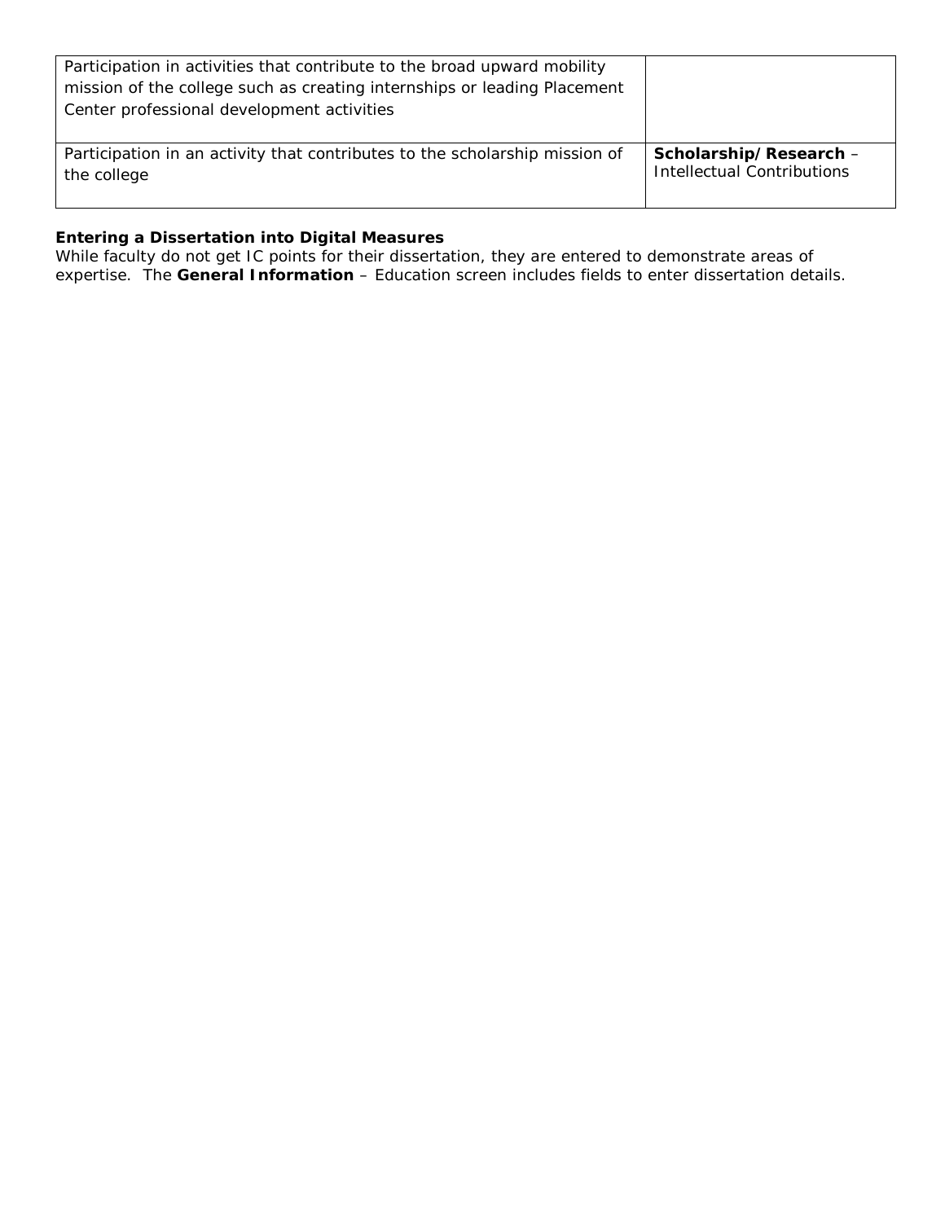| | |
|---|---|
| Participation in activities that contribute to the broad upward mobility mission of the college such as creating internships or leading Placement Center professional development activities | |
| Participation in an activity that contributes to the scholarship mission of the college | **Scholarship/Research** – Intellectual Contributions |

**Entering a Dissertation into Digital Measures**

While faculty do not get IC points for their dissertation, they are entered to demonstrate areas of expertise. The **General Information** – Education screen includes fields to enter dissertation details.